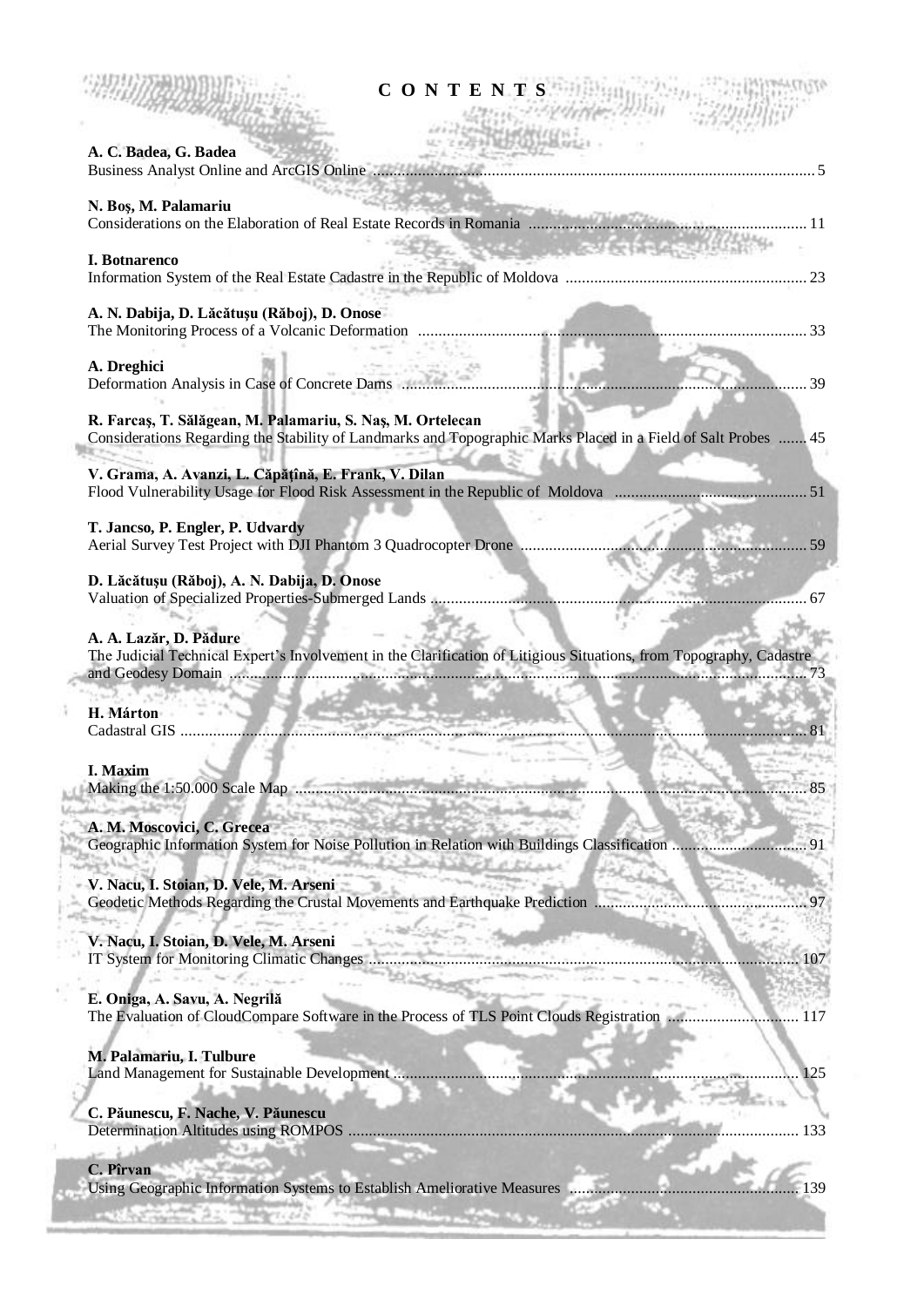# C O N T E N T S

**A. C. Badea, G. Badea**
Business Analyst Online and ArcGIS Online ........................................................................................................ 5

**N. Boş, M. Palamariu**
Considerations on the Elaboration of Real Estate Records in Romania ..................................................................... 11

**I. Botnarenco**
Information System of the Real Estate Cadastre in the Republic of Moldova ............................................................ 23

**A. N. Dabija, D. Lăcătuşu (Răboj), D. Onose**
The Monitoring Process of a Volcanic Deformation ................................................................................................ 33

**A. Dreghici**
Deformation Analysis in Case of Concrete Dams .................................................................................................... 39

**R. Farcaş, T. Sălăgean, M. Palamariu, S. Naş, M. Ortelecan**
Considerations Regarding the Stability of Landmarks and Topographic Marks Placed in a Field of Salt Probes ....... 45

**V. Grama, A. Avanzi, L. Căpăţînă, E. Frank, V. Dilan**
Flood Vulnerability Usage for Flood Risk Assessment in the Republic of Moldova ................................................ 51

**T. Jancso, P. Engler, P. Udvardy**
Aerial Survey Test Project with DJI Phantom 3 Quadrocopter Drone ...................................................................... 59

**D. Lăcătuşu (Răboj), A. N. Dabija, D. Onose**
Valuation of Specialized Properties-Submerged Lands ............................................................................................ 67

**A. A. Lazăr, D. Pădure**
The Judicial Technical Expert's Involvement in the Clarification of Litigious Situations, from Topography, Cadastre and Geodesy Domain ........................................................................................................................................ 73

**H. Márton**
Cadastral GIS ......................................................................................................................................................... 81

**I. Maxim**
Making the 1:50.000 Scale Map ............................................................................................................................. 85

**A. M. Moscovici, C. Grecea**
Geographic Information System for Noise Pollution in Relation with Buildings Classification ................................. 91

**V. Nacu, I. Stoian, D. Vele, M. Arseni**
Geodetic Methods Regarding the Crustal Movements and Earthquake Prediction .................................................... 97

**V. Nacu, I. Stoian, D. Vele, M. Arseni**
IT System for Monitoring Climatic Changes ......................................................................................................... 107

**E. Oniga, A. Savu, A. Negrilă**
The Evaluation of CloudCompare Software in the Process of TLS Point Clouds Registration ................................ 117

**M. Palamariu, I. Tulbure**
Land Management for Sustainable Development .................................................................................................. 125

**C. Păunescu, F. Nache, V. Păunescu**
Determination Altitudes using ROMPOS .............................................................................................................. 133

**C. Pîrvan**
Using Geographic Information Systems to Establish Ameliorative Measures ........................................................ 139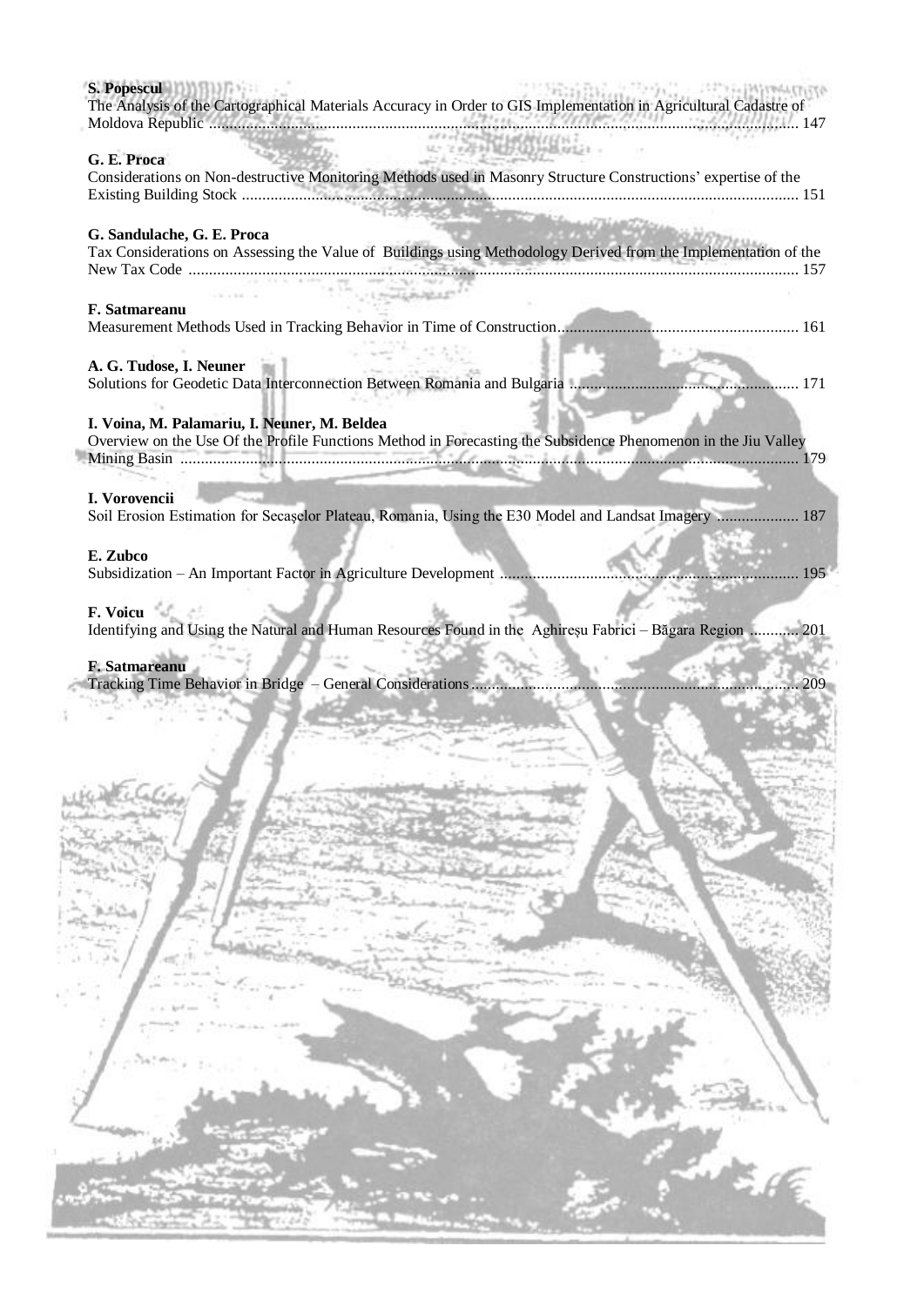**S. Popescul**
The Analysis of the Cartographical Materials Accuracy in Order to GIS Implementation in Agricultural Cadastre of Moldova Republic ........................................................................................................................................ 147

**G. E. Proca**
Considerations on Non-destructive Monitoring Methods used in Masonry Structure Constructions' expertise of the Existing Building Stock ........................................................................................................................................ 151

**G. Sandulache, G. E. Proca**
Tax Considerations on Assessing the Value of Buildings using Methodology Derived from the Implementation of the New Tax Code ........................................................................................................................................ 157

**F. Satmareanu**
Measurement Methods Used in Tracking Behavior in Time of Construction.......................................................... 161

**A. G. Tudose, I. Neuner**
Solutions for Geodetic Data Interconnection Between Romania and Bulgaria ....................................................... 171

**I. Voina, M. Palamariu, I. Neuner, M. Beldea**
Overview on the Use Of the Profile Functions Method in Forecasting the Subsidence Phenomenon in the Jiu Valley Mining Basin ........................................................................................................................................ 179

**I. Vorovencii**
Soil Erosion Estimation for Secaşelor Plateau, Romania, Using the E30 Model and Landsat Imagery .................... 187

**E. Zubco**
Subsidization – An Important Factor in Agriculture Development ........................................................................ 195

**F. Voicu**
Identifying and Using the Natural and Human Resources Found in the Aghireșu Fabrici – Băgara Region ............ 201

**F. Satmareanu**
Tracking Time Behavior in Bridge – General Considerations ............................................................................... 209